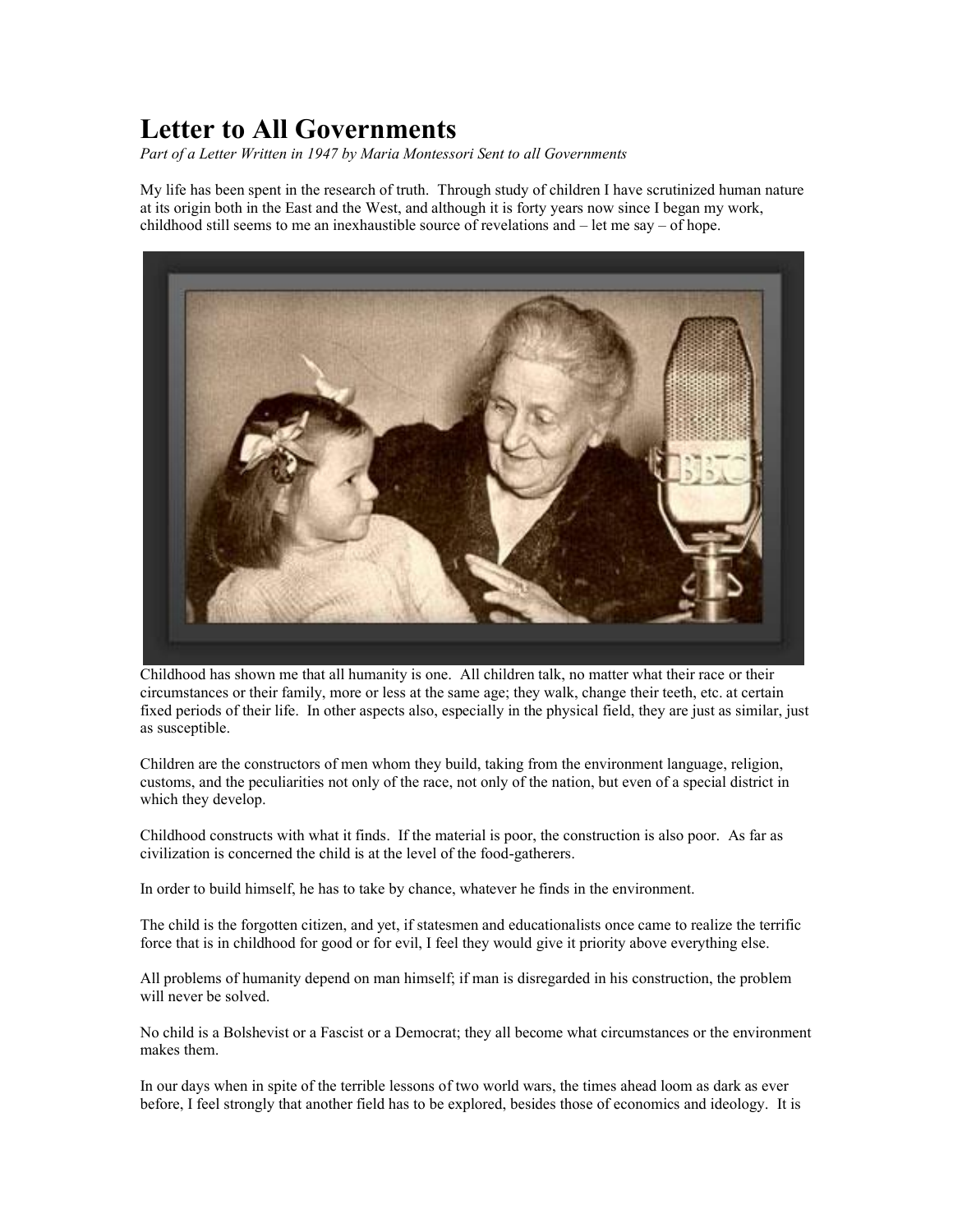# Letter to All Governments

*Part of a Letter Written in 1947 by Maria Montessori Sent to all Governments*

My life has been spent in the research of truth. Through study of children I have scrutinized human nature at its origin both in the East and the West, and although it is forty years now since I began my work, childhood still seems to me an inexhaustible source of revelations and – let me say – of hope.

Childhood has shown me that all humanity is one. All children talk, no matter what their race or their circumstances or their family, more or less at the same age; they walk, change their teeth, etc. at certain fixed periods of their life. In other aspects also, especially in the physical field, they are just as similar, just as susceptible.

Children are the constructors of men whom they build, taking from the environment language, religion, customs, and the peculiarities not only of the race, not only of the nation, but even of a special district in which they develop.

Childhood constructs with what it finds. If the material is poor, the construction is also poor. As far as civilization is concerned the child is at the level of the food-gatherers.

In order to build himself, he has to take by chance, whatever he finds in the environment.

The child is the forgotten citizen, and yet, if statesmen and educationalists once came to realize the terrific force that is in childhood for good or for evil, I feel they would give it priority above everything else.

All problems of humanity depend on man himself; if man is disregarded in his construction, the problem will never be solved.

No child is a Bolshevist or a Fascist or a Democrat; they all become what circumstances or the environment makes them.

In our days when in spite of the terrible lessons of two world wars, the times ahead loom as dark as ever before, I feel strongly that another field has to be explored, besides those of economics and ideology. It is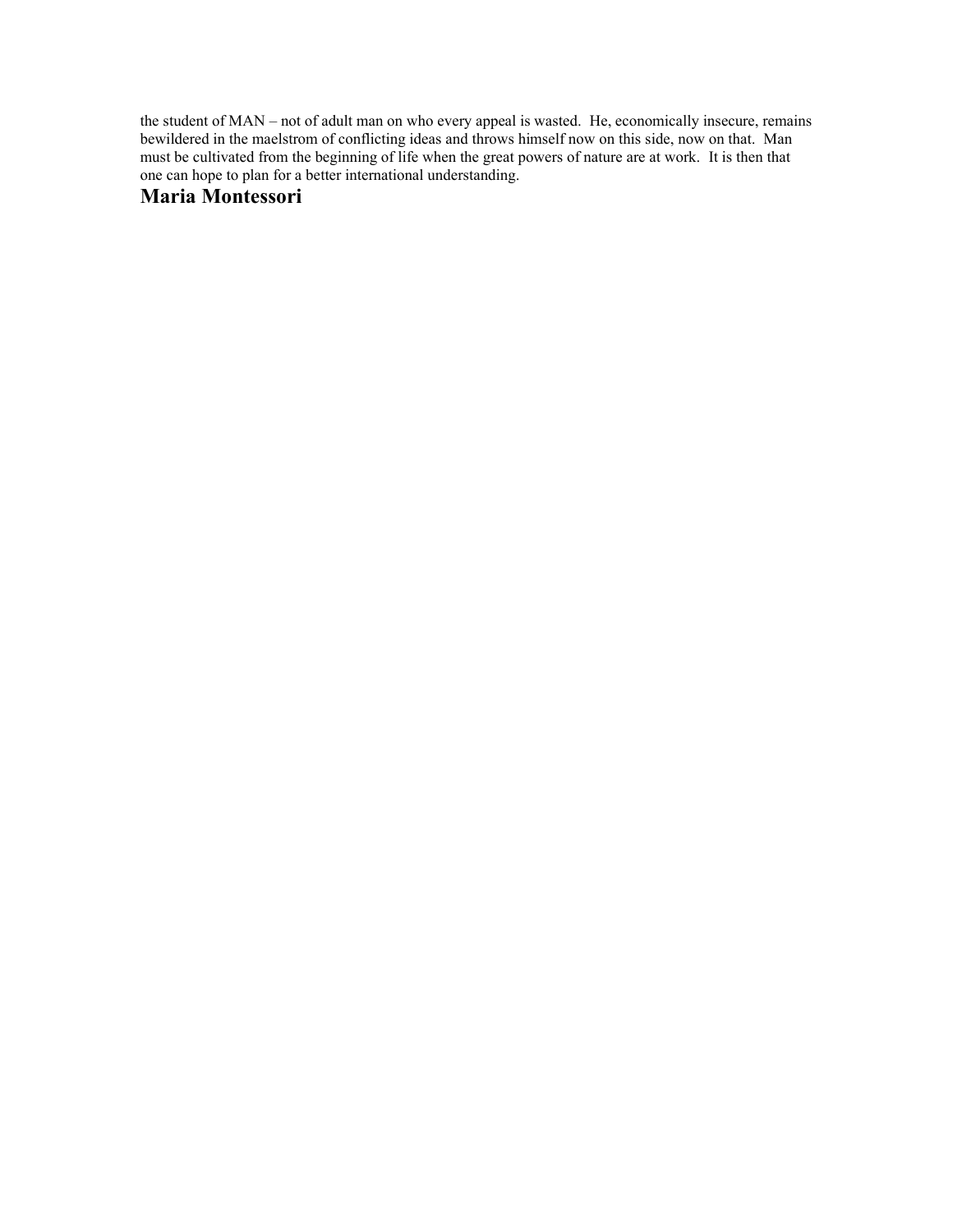the student of MAN – not of adult man on who every appeal is wasted. He, economically insecure, remains bewildered in the maelstrom of conflicting ideas and throws himself now on this side, now on that. Man must be cultivated from the beginning of life when the great powers of nature are at work. It is then that one can hope to plan for a better international understanding.

**Maria Montessori**